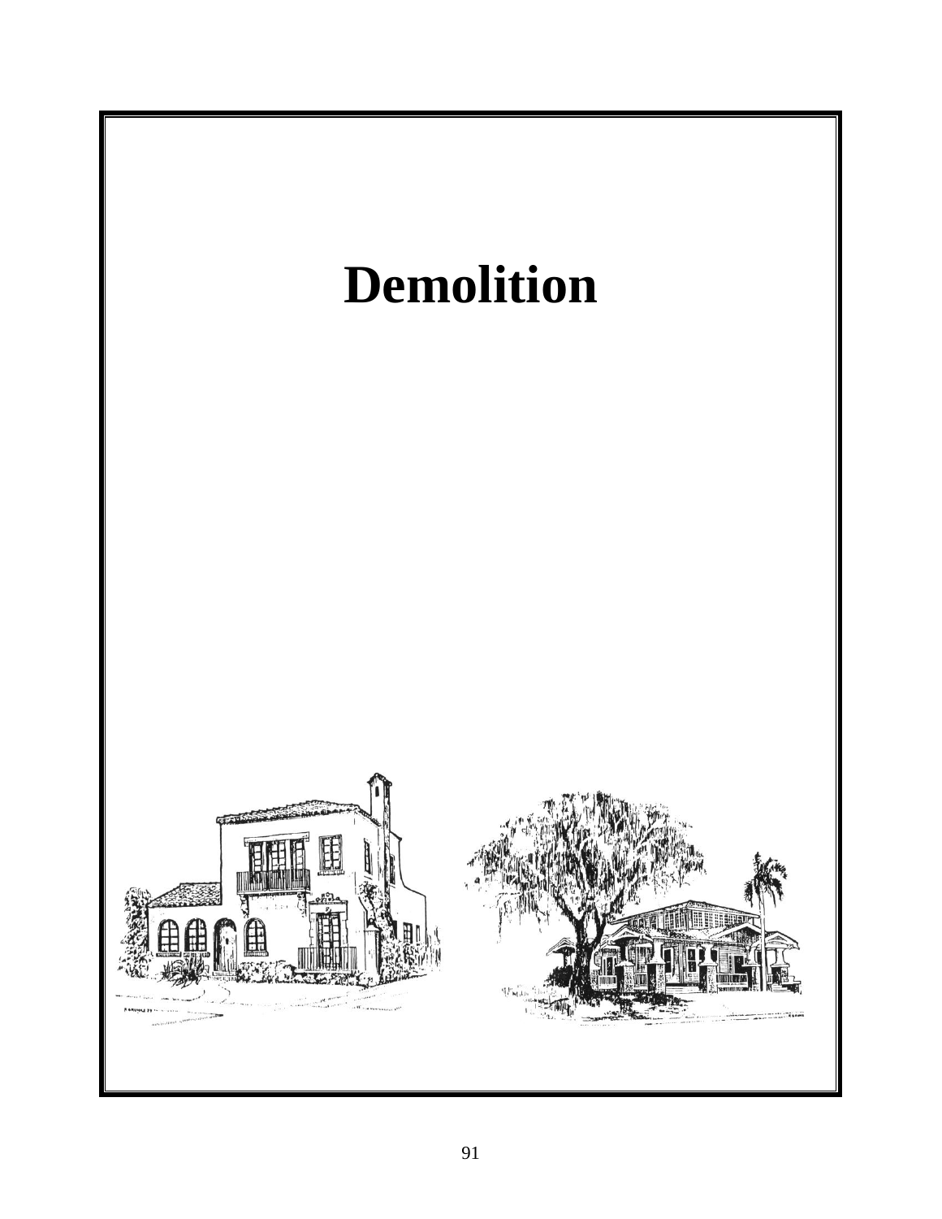# Demolition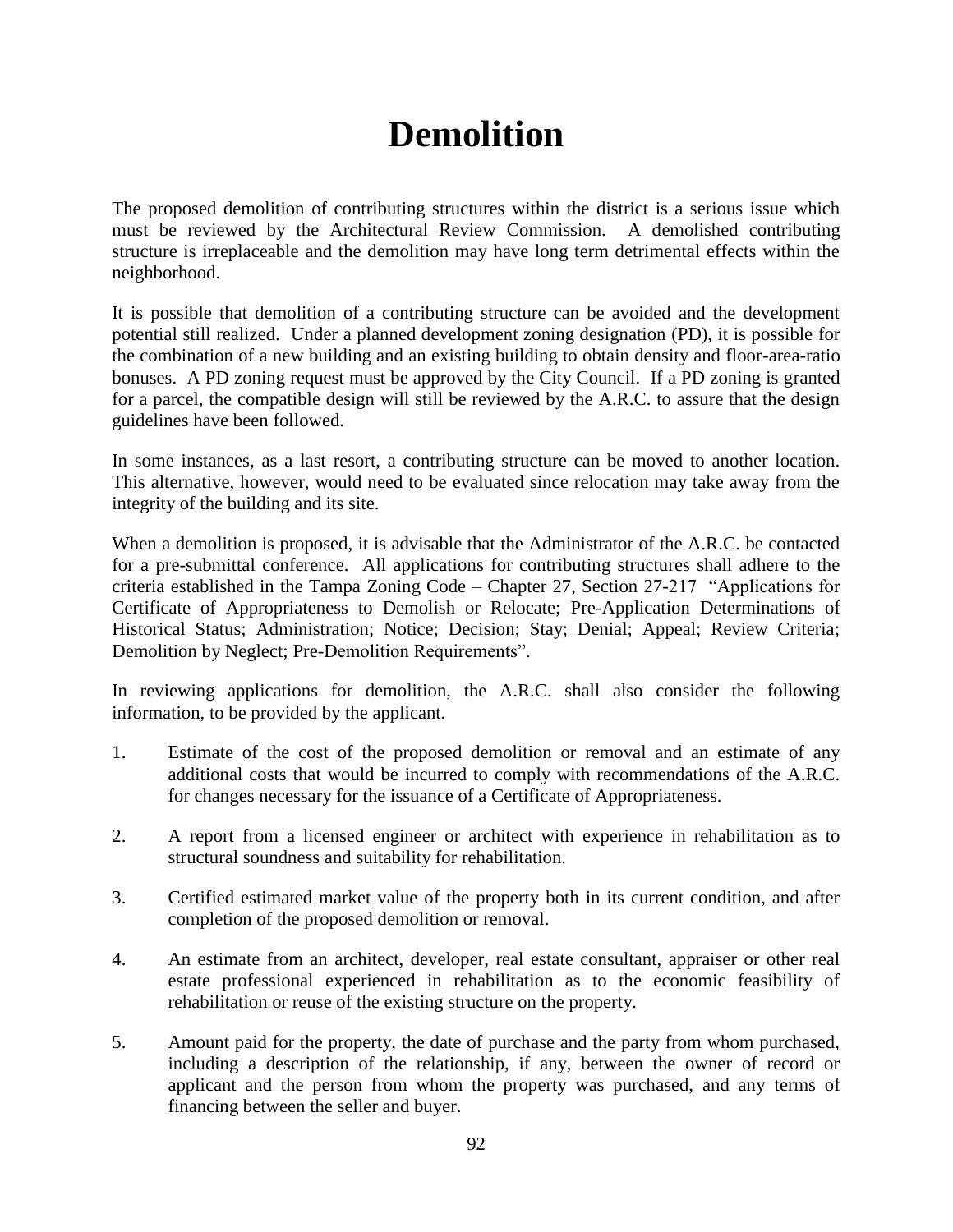# Demolition

The proposed demolition of contributing structures within the district is a serious issue which must be reviewed by the Architectural Review Commission. A demolished contributing structure is irreplaceable and the demolition may have long term detrimental effects within the neighborhood.

It is possible that demolition of a contributing structure can be avoided and the development potential still realized. Under a planned development zoning designation (PD), it is possible for the combination of a new building and an existing building to obtain density and floor-area-ratio bonuses. A PD zoning request must be approved by the City Council. If a PD zoning is granted for a parcel, the compatible design will still be reviewed by the A.R.C. to assure that the design guidelines have been followed.

In some instances, as a last resort, a contributing structure can be moved to another location. This alternative, however, would need to be evaluated since relocation may take away from the integrity of the building and its site.

When a demolition is proposed, it is advisable that the Administrator of the A.R.C. be contacted for a pre-submittal conference. All applications for contributing structures shall adhere to the criteria established in the Tampa Zoning Code – Chapter 27, Section 27-217 "Applications for Certificate of Appropriateness to Demolish or Relocate; Pre-Application Determinations of Historical Status; Administration; Notice; Decision; Stay; Denial; Appeal; Review Criteria; Demolition by Neglect; Pre-Demolition Requirements".

In reviewing applications for demolition, the A.R.C. shall also consider the following information, to be provided by the applicant.

1. Estimate of the cost of the proposed demolition or removal and an estimate of any additional costs that would be incurred to comply with recommendations of the A.R.C. for changes necessary for the issuance of a Certificate of Appropriateness.

2. A report from a licensed engineer or architect with experience in rehabilitation as to structural soundness and suitability for rehabilitation.

3. Certified estimated market value of the property both in its current condition, and after completion of the proposed demolition or removal.

4. An estimate from an architect, developer, real estate consultant, appraiser or other real estate professional experienced in rehabilitation as to the economic feasibility of rehabilitation or reuse of the existing structure on the property.

5. Amount paid for the property, the date of purchase and the party from whom purchased, including a description of the relationship, if any, between the owner of record or applicant and the person from whom the property was purchased, and any terms of financing between the seller and buyer.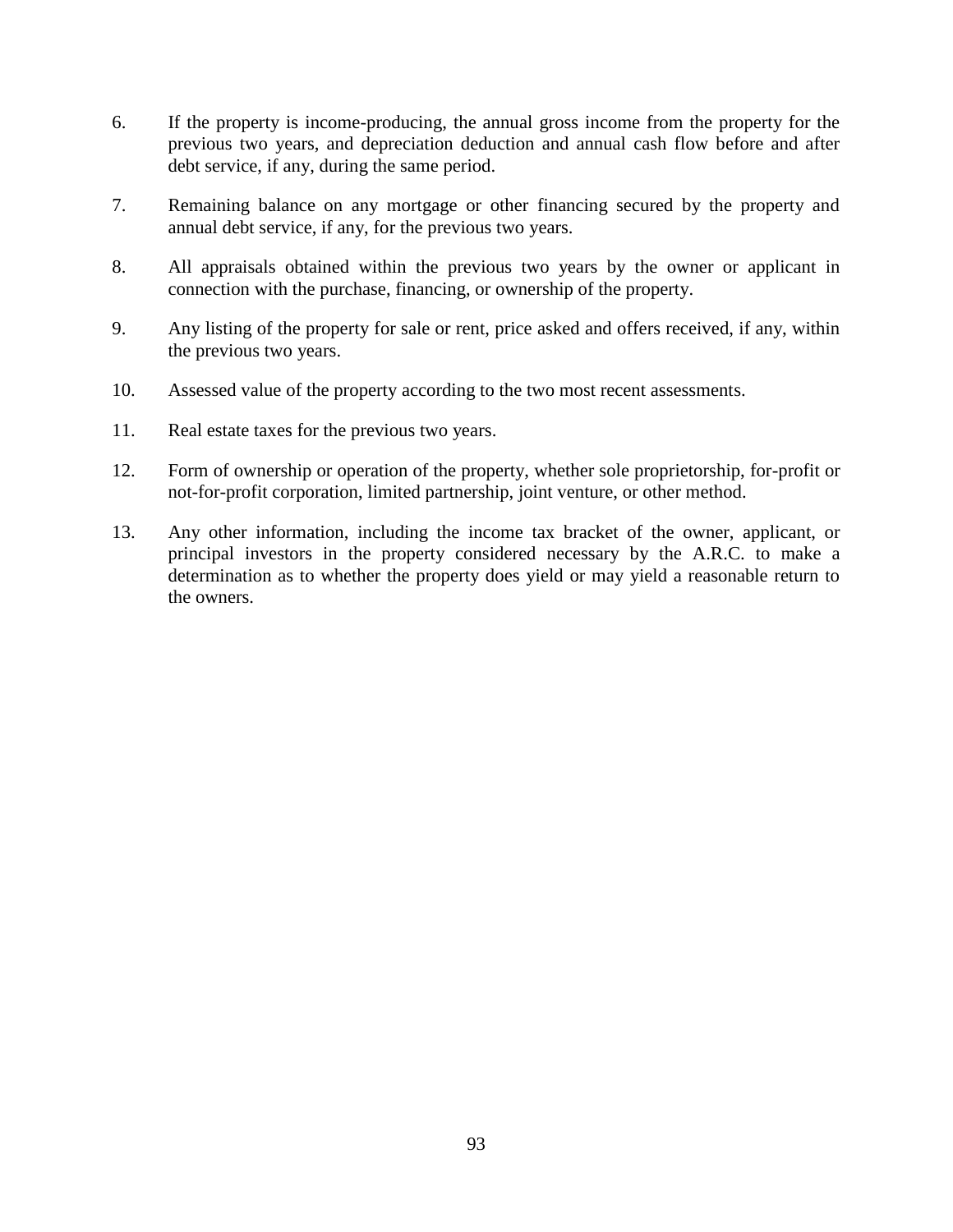6. If the property is income-producing, the annual gross income from the property for the previous two years, and depreciation deduction and annual cash flow before and after debt service, if any, during the same period.

7. Remaining balance on any mortgage or other financing secured by the property and annual debt service, if any, for the previous two years.

8. All appraisals obtained within the previous two years by the owner or applicant in connection with the purchase, financing, or ownership of the property.

9. Any listing of the property for sale or rent, price asked and offers received, if any, within the previous two years.

10. Assessed value of the property according to the two most recent assessments.

11. Real estate taxes for the previous two years.

12. Form of ownership or operation of the property, whether sole proprietorship, for-profit or not-for-profit corporation, limited partnership, joint venture, or other method.

13. Any other information, including the income tax bracket of the owner, applicant, or principal investors in the property considered necessary by the A.R.C. to make a determination as to whether the property does yield or may yield a reasonable return to the owners.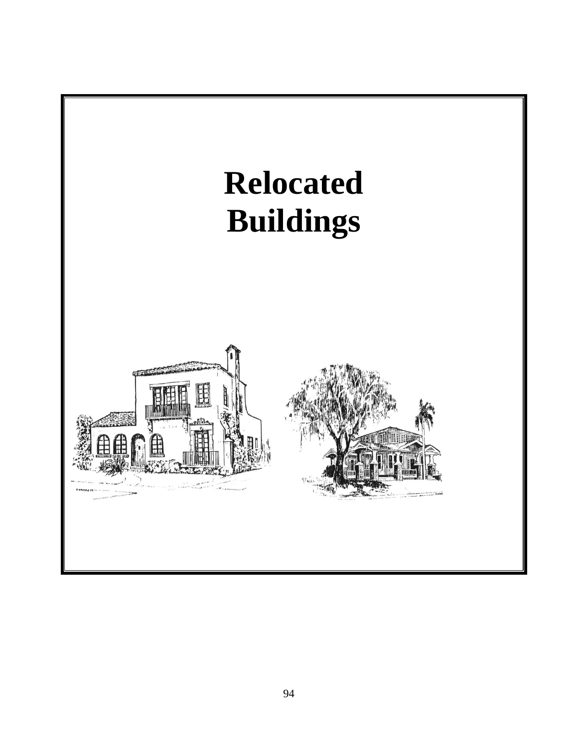# Relocated Buildings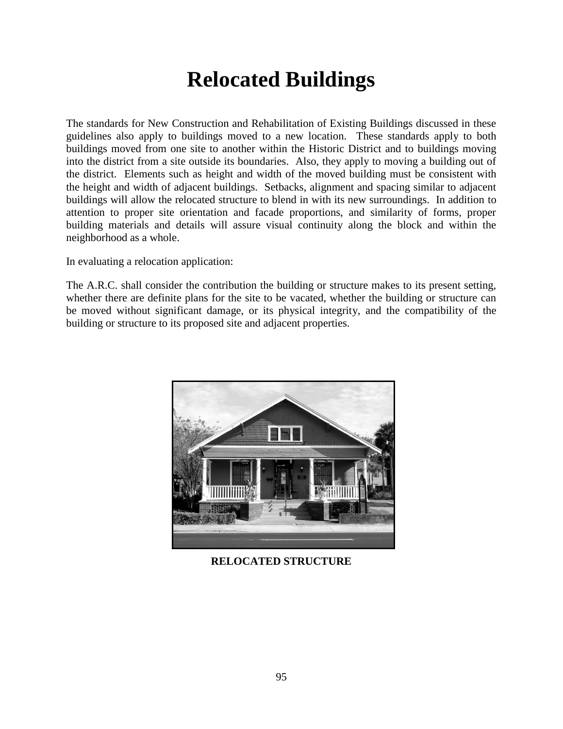# Relocated Buildings

The standards for New Construction and Rehabilitation of Existing Buildings discussed in these guidelines also apply to buildings moved to a new location. These standards apply to both buildings moved from one site to another within the Historic District and to buildings moving into the district from a site outside its boundaries. Also, they apply to moving a building out of the district. Elements such as height and width of the moved building must be consistent with the height and width of adjacent buildings. Setbacks, alignment and spacing similar to adjacent buildings will allow the relocated structure to blend in with its new surroundings. In addition to attention to proper site orientation and facade proportions, and similarity of forms, proper building materials and details will assure visual continuity along the block and within the neighborhood as a whole.

In evaluating a relocation application:

The A.R.C. shall consider the contribution the building or structure makes to its present setting, whether there are definite plans for the site to be vacated, whether the building or structure can be moved without significant damage, or its physical integrity, and the compatibility of the building or structure to its proposed site and adjacent properties.

**RELOCATED STRUCTURE**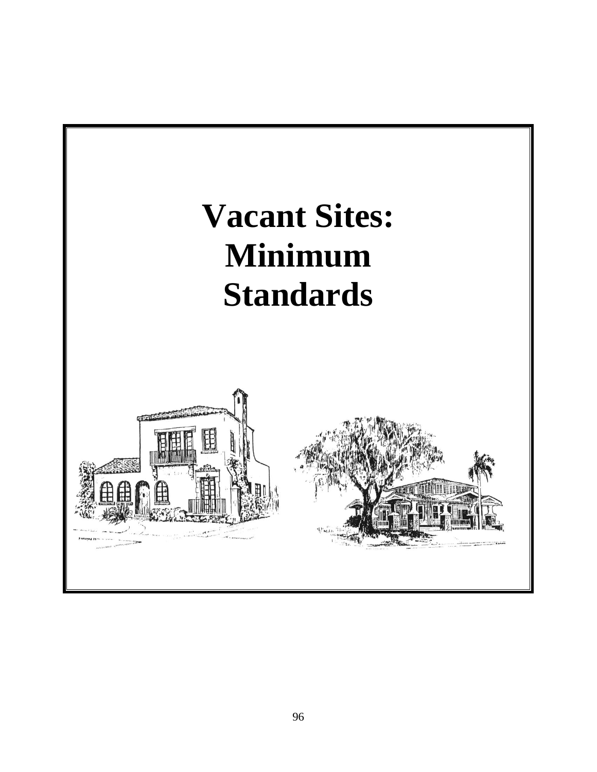# Vacant Sites: Minimum Standards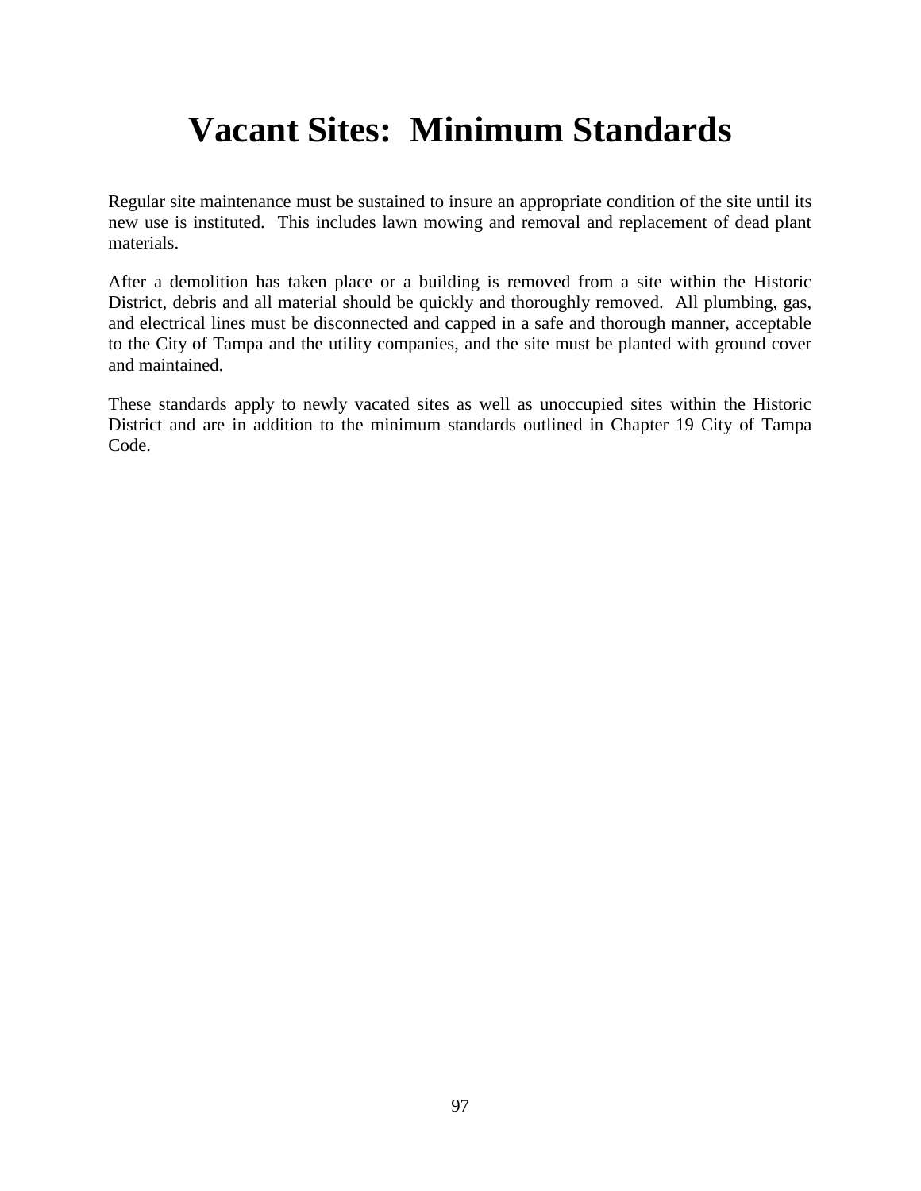# Vacant Sites: Minimum Standards

Regular site maintenance must be sustained to insure an appropriate condition of the site until its new use is instituted. This includes lawn mowing and removal and replacement of dead plant materials.

After a demolition has taken place or a building is removed from a site within the Historic District, debris and all material should be quickly and thoroughly removed. All plumbing, gas, and electrical lines must be disconnected and capped in a safe and thorough manner, acceptable to the City of Tampa and the utility companies, and the site must be planted with ground cover and maintained.

These standards apply to newly vacated sites as well as unoccupied sites within the Historic District and are in addition to the minimum standards outlined in Chapter 19 City of Tampa Code.